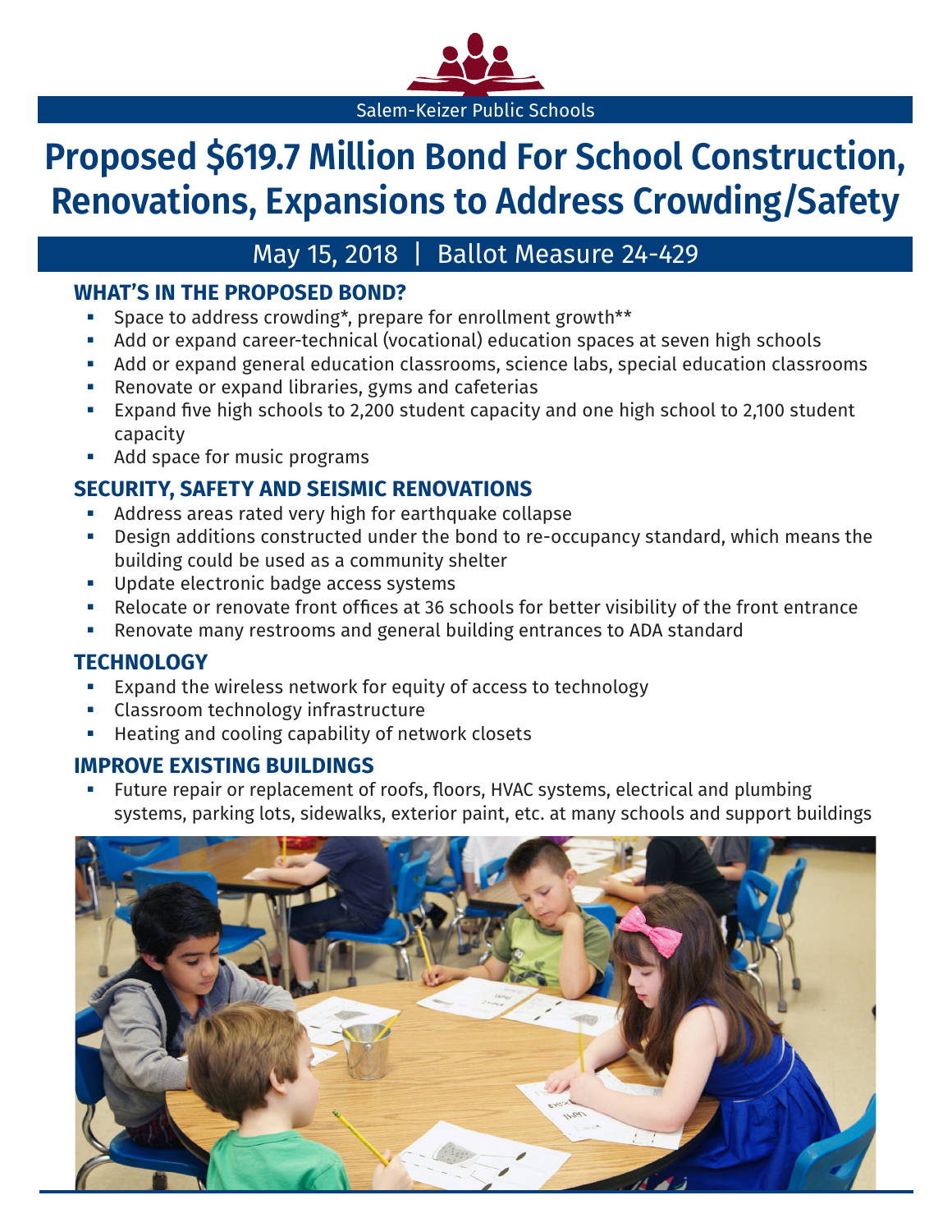Salem-Keizer Public Schools

# Proposed $619.7 Million Bond For School Construction, Renovations, Expansions to Address Crowding/Safety

May 15, 2018 | Ballot Measure 24-429

## WHAT'S IN THE PROPOSED BOND?

- Space to address crowding*, prepare for enrollment growth**
- Add or expand career-technical (vocational) education spaces at seven high schools
- Add or expand general education classrooms, science labs, special education classrooms
- Renovate or expand libraries, gyms and cafeterias
- Expand five high schools to 2,200 student capacity and one high school to 2,100 student capacity
- Add space for music programs

## SECURITY, SAFETY AND SEISMIC RENOVATIONS

- Address areas rated very high for earthquake collapse
- Design additions constructed under the bond to re-occupancy standard, which means the building could be used as a community shelter
- Update electronic badge access systems
- Relocate or renovate front offices at 36 schools for better visibility of the front entrance
- Renovate many restrooms and general building entrances to ADA standard

## TECHNOLOGY

- Expand the wireless network for equity of access to technology
- Classroom technology infrastructure
- Heating and cooling capability of network closets

## IMPROVE EXISTING BUILDINGS

- Future repair or replacement of roofs, floors, HVAC systems, electrical and plumbing systems, parking lots, sidewalks, exterior paint, etc. at many schools and support buildings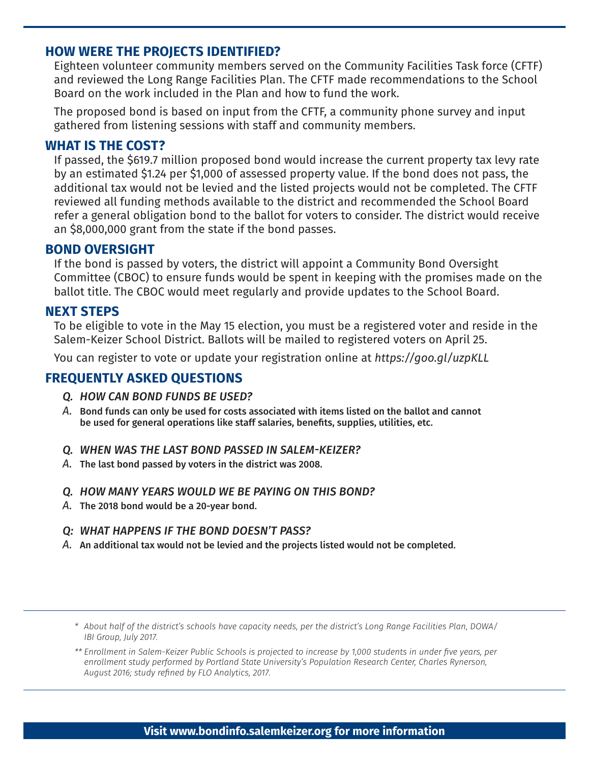## HOW WERE THE PROJECTS IDENTIFIED?

Eighteen volunteer community members served on the Community Facilities Task force (CFTF) and reviewed the Long Range Facilities Plan. The CFTF made recommendations to the School Board on the work included in the Plan and how to fund the work.

The proposed bond is based on input from the CFTF, a community phone survey and input gathered from listening sessions with staff and community members.

## WHAT IS THE COST?

If passed, the $619.7 million proposed bond would increase the current property tax levy rate by an estimated $1.24 per $1,000 of assessed property value. If the bond does not pass, the additional tax would not be levied and the listed projects would not be completed. The CFTF reviewed all funding methods available to the district and recommended the School Board refer a general obligation bond to the ballot for voters to consider. The district would receive an $8,000,000 grant from the state if the bond passes.

## BOND OVERSIGHT

If the bond is passed by voters, the district will appoint a Community Bond Oversight Committee (CBOC) to ensure funds would be spent in keeping with the promises made on the ballot title. The CBOC would meet regularly and provide updates to the School Board.

## NEXT STEPS

To be eligible to vote in the May 15 election, you must be a registered voter and reside in the Salem-Keizer School District. Ballots will be mailed to registered voters on April 25.

You can register to vote or update your registration online at *https://goo.gl/uzpKLL*

## FREQUENTLY ASKED QUESTIONS

*Q. HOW CAN BOND FUNDS BE USED?*

*A.* **Bond funds can only be used for costs associated with items listed on the ballot and cannot be used for general operations like staff salaries, benefits, supplies, utilities, etc.**

*Q. WHEN WAS THE LAST BOND PASSED IN SALEM-KEIZER?*

*A.* **The last bond passed by voters in the district was 2008.**

*Q. HOW MANY YEARS WOULD WE BE PAYING ON THIS BOND?*

*A.* **The 2018 bond would be a 20-year bond.**

*Q: WHAT HAPPENS IF THE BOND DOESN'T PASS?*

*A.* **An additional tax would not be levied and the projects listed would not be completed.**

---

*\* About half of the district's schools have capacity needs, per the district's Long Range Facilities Plan, DOWA/IBI Group, July 2017.*

*\*\* Enrollment in Salem-Keizer Public Schools is projected to increase by 1,000 students in under five years, per enrollment study performed by Portland State University's Population Research Center, Charles Rynerson, August 2016; study refined by FLO Analytics, 2017.*

---

**Visit www.bondinfo.salemkeizer.org for more information**